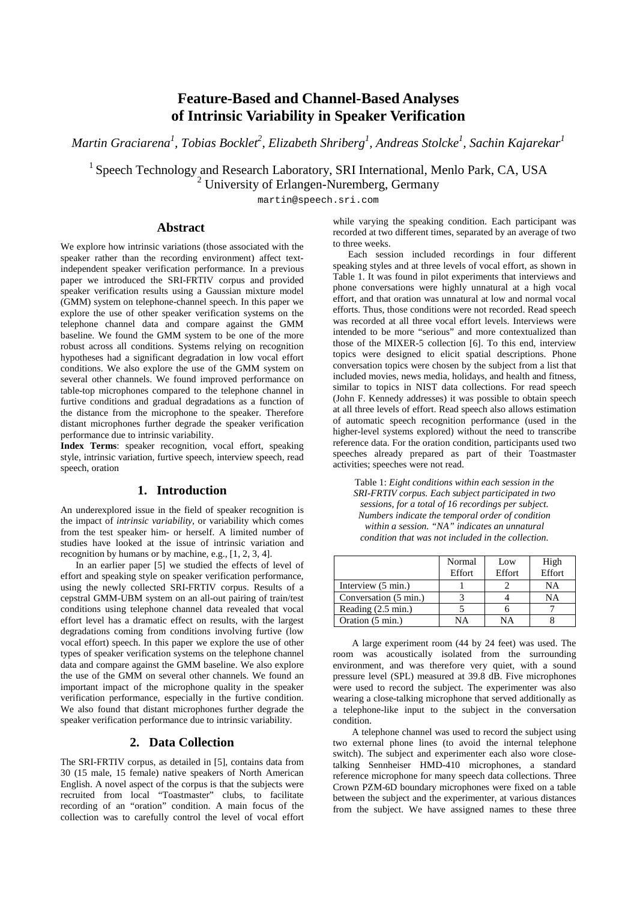# Feature-Based and Channel-Based Analyses of Intrinsic Variability in Speaker Verification

*Martin Graciarena[1], Tobias Bocklet[2], Elizabeth Shriberg[1], Andreas Stolcke[1], Sachin Kajarekar[1]*

[1] Speech Technology and Research Laboratory, SRI International, Menlo Park, CA, USA
[2] University of Erlangen-Nuremberg, Germany

martin@speech.sri.com

## Abstract

We explore how intrinsic variations (those associated with the speaker rather than the recording environment) affect text-independent speaker verification performance. In a previous paper we introduced the SRI-FRTIV corpus and provided speaker verification results using a Gaussian mixture model (GMM) system on telephone-channel speech. In this paper we explore the use of other speaker verification systems on the telephone channel data and compare against the GMM baseline. We found the GMM system to be one of the more robust across all conditions. Systems relying on recognition hypotheses had a significant degradation in low vocal effort conditions. We also explore the use of the GMM system on several other channels. We found improved performance on table-top microphones compared to the telephone channel in furtive conditions and gradual degradations as a function of the distance from the microphone to the speaker. Therefore distant microphones further degrade the speaker verification performance due to intrinsic variability.

**Index Terms**: speaker recognition, vocal effort, speaking style, intrinsic variation, furtive speech, interview speech, read speech, oration

## 1. Introduction

An underexplored issue in the field of speaker recognition is the impact of *intrinsic variability*, or variability which comes from the test speaker him- or herself. A limited number of studies have looked at the issue of intrinsic variation and recognition by humans or by machine, e.g., [1, 2, 3, 4].

In an earlier paper [5] we studied the effects of level of effort and speaking style on speaker verification performance, using the newly collected SRI-FRTIV corpus. Results of a cepstral GMM-UBM system on an all-out pairing of train/test conditions using telephone channel data revealed that vocal effort level has a dramatic effect on results, with the largest degradations coming from conditions involving furtive (low vocal effort) speech. In this paper we explore the use of other types of speaker verification systems on the telephone channel data and compare against the GMM baseline. We also explore the use of the GMM on several other channels. We found an important impact of the microphone quality in the speaker verification performance, especially in the furtive condition. We also found that distant microphones further degrade the speaker verification performance due to intrinsic variability.

## 2. Data Collection

The SRI-FRTIV corpus, as detailed in [5], contains data from 30 (15 male, 15 female) native speakers of North American English. A novel aspect of the corpus is that the subjects were recruited from local "Toastmaster" clubs, to facilitate recording of an "oration" condition. A main focus of the collection was to carefully control the level of vocal effort while varying the speaking condition. Each participant was recorded at two different times, separated by an average of two to three weeks.

Each session included recordings in four different speaking styles and at three levels of vocal effort, as shown in Table 1. It was found in pilot experiments that interviews and phone conversations were highly unnatural at a high vocal effort, and that oration was unnatural at low and normal vocal efforts. Thus, those conditions were not recorded. Read speech was recorded at all three vocal effort levels. Interviews were intended to be more "serious" and more contextualized than those of the MIXER-5 collection [6]. To this end, interview topics were designed to elicit spatial descriptions. Phone conversation topics were chosen by the subject from a list that included movies, news media, holidays, and health and fitness, similar to topics in NIST data collections. For read speech (John F. Kennedy addresses) it was possible to obtain speech at all three levels of effort. Read speech also allows estimation of automatic speech recognition performance (used in the higher-level systems explored) without the need to transcribe reference data. For the oration condition, participants used two speeches already prepared as part of their Toastmaster activities; speeches were not read.

Table 1: *Eight conditions within each session in the SRI-FRTIV corpus. Each subject participated in two sessions, for a total of 16 recordings per subject. Numbers indicate the temporal order of condition within a session. "NA" indicates an unnatural condition that was not included in the collection.*

| | Normal Effort | Low Effort | High Effort |
|---|---|---|---|
| Interview (5 min.) | 1 | 2 | NA |
| Conversation (5 min.) | 3 | 4 | NA |
| Reading (2.5 min.) | 5 | 6 | 7 |
| Oration (5 min.) | NA | NA | 8 |

A large experiment room (44 by 24 feet) was used. The room was acoustically isolated from the surrounding environment, and was therefore very quiet, with a sound pressure level (SPL) measured at 39.8 dB. Five microphones were used to record the subject. The experimenter was also wearing a close-talking microphone that served additionally as a telephone-like input to the subject in the conversation condition.

A telephone channel was used to record the subject using two external phone lines (to avoid the internal telephone switch). The subject and experimenter each also wore close-talking Sennheiser HMD-410 microphones, a standard reference microphone for many speech data collections. Three Crown PZM-6D boundary microphones were fixed on a table between the subject and the experimenter, at various distances from the subject. We have assigned names to these three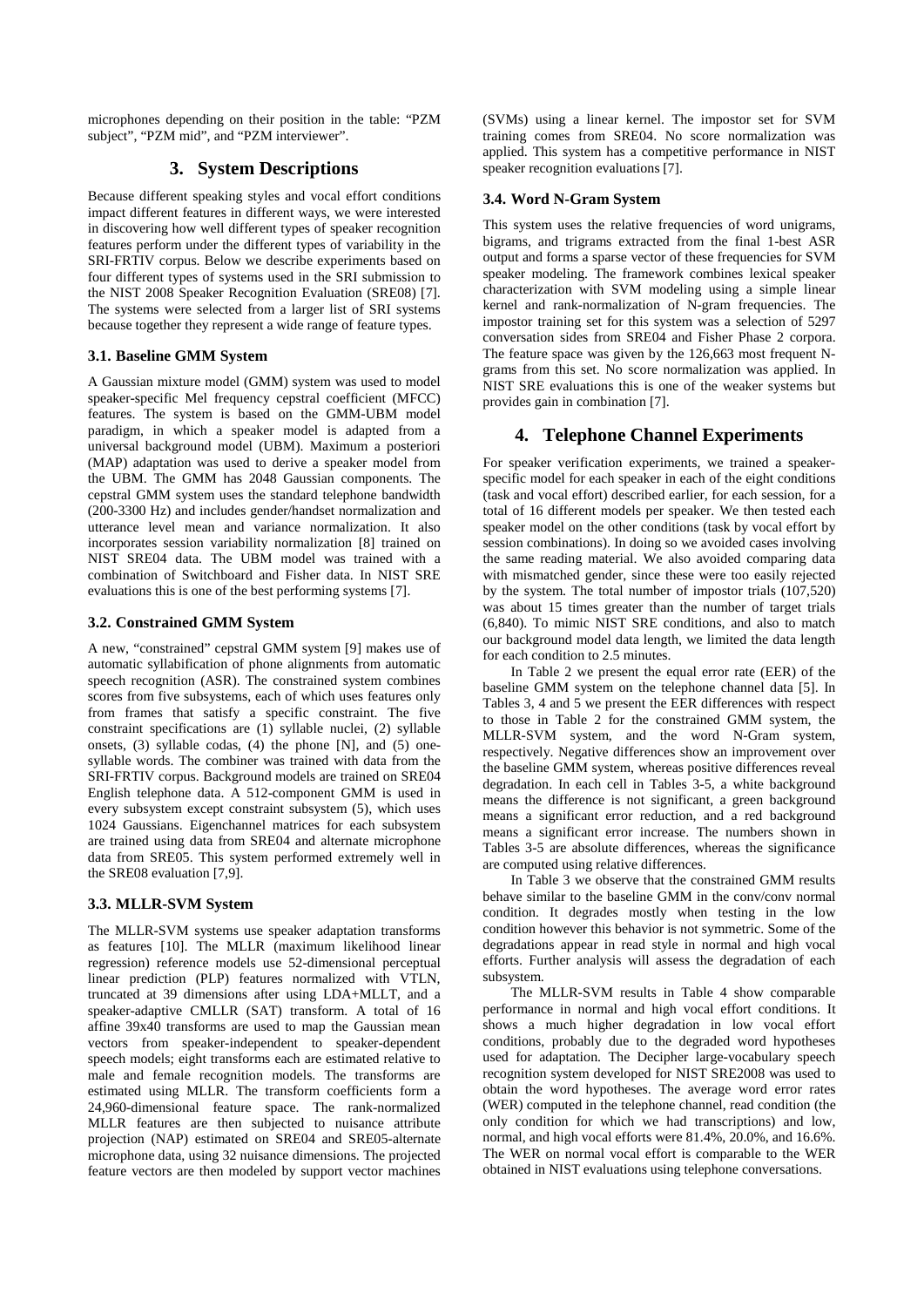microphones depending on their position in the table: "PZM subject", "PZM mid", and "PZM interviewer".

## 3. System Descriptions

Because different speaking styles and vocal effort conditions impact different features in different ways, we were interested in discovering how well different types of speaker recognition features perform under the different types of variability in the SRI-FRTIV corpus. Below we describe experiments based on four different types of systems used in the SRI submission to the NIST 2008 Speaker Recognition Evaluation (SRE08) [7]. The systems were selected from a larger list of SRI systems because together they represent a wide range of feature types.

### 3.1. Baseline GMM System

A Gaussian mixture model (GMM) system was used to model speaker-specific Mel frequency cepstral coefficient (MFCC) features. The system is based on the GMM-UBM model paradigm, in which a speaker model is adapted from a universal background model (UBM). Maximum a posteriori (MAP) adaptation was used to derive a speaker model from the UBM. The GMM has 2048 Gaussian components. The cepstral GMM system uses the standard telephone bandwidth (200-3300 Hz) and includes gender/handset normalization and utterance level mean and variance normalization. It also incorporates session variability normalization [8] trained on NIST SRE04 data. The UBM model was trained with a combination of Switchboard and Fisher data. In NIST SRE evaluations this is one of the best performing systems [7].

### 3.2. Constrained GMM System

A new, "constrained" cepstral GMM system [9] makes use of automatic syllabification of phone alignments from automatic speech recognition (ASR). The constrained system combines scores from five subsystems, each of which uses features only from frames that satisfy a specific constraint. The five constraint specifications are (1) syllable nuclei, (2) syllable onsets, (3) syllable codas, (4) the phone [N], and (5) one-syllable words. The combiner was trained with data from the SRI-FRTIV corpus. Background models are trained on SRE04 English telephone data. A 512-component GMM is used in every subsystem except constraint subsystem (5), which uses 1024 Gaussians. Eigenchannel matrices for each subsystem are trained using data from SRE04 and alternate microphone data from SRE05. This system performed extremely well in the SRE08 evaluation [7,9].

### 3.3. MLLR-SVM System

The MLLR-SVM systems use speaker adaptation transforms as features [10]. The MLLR (maximum likelihood linear regression) reference models use 52-dimensional perceptual linear prediction (PLP) features normalized with VTLN, truncated at 39 dimensions after using LDA+MLLT, and a speaker-adaptive CMLLR (SAT) transform. A total of 16 affine 39x40 transforms are used to map the Gaussian mean vectors from speaker-independent to speaker-dependent speech models; eight transforms each are estimated relative to male and female recognition models. The transforms are estimated using MLLR. The transform coefficients form a 24,960-dimensional feature space. The rank-normalized MLLR features are then subjected to nuisance attribute projection (NAP) estimated on SRE04 and SRE05-alternate microphone data, using 32 nuisance dimensions. The projected feature vectors are then modeled by support vector machines (SVMs) using a linear kernel. The impostor set for SVM training comes from SRE04. No score normalization was applied. This system has a competitive performance in NIST speaker recognition evaluations [7].

### 3.4. Word N-Gram System

This system uses the relative frequencies of word unigrams, bigrams, and trigrams extracted from the final 1-best ASR output and forms a sparse vector of these frequencies for SVM speaker modeling. The framework combines lexical speaker characterization with SVM modeling using a simple linear kernel and rank-normalization of N-gram frequencies. The impostor training set for this system was a selection of 5297 conversation sides from SRE04 and Fisher Phase 2 corpora. The feature space was given by the 126,663 most frequent N-grams from this set. No score normalization was applied. In NIST SRE evaluations this is one of the weaker systems but provides gain in combination [7].

## 4. Telephone Channel Experiments

For speaker verification experiments, we trained a speaker-specific model for each speaker in each of the eight conditions (task and vocal effort) described earlier, for each session, for a total of 16 different models per speaker. We then tested each speaker model on the other conditions (task by vocal effort by session combinations). In doing so we avoided cases involving the same reading material. We also avoided comparing data with mismatched gender, since these were too easily rejected by the system. The total number of impostor trials (107,520) was about 15 times greater than the number of target trials (6,840). To mimic NIST SRE conditions, and also to match our background model data length, we limited the data length for each condition to 2.5 minutes.

In Table 2 we present the equal error rate (EER) of the baseline GMM system on the telephone channel data [5]. In Tables 3, 4 and 5 we present the EER differences with respect to those in Table 2 for the constrained GMM system, the MLLR-SVM system, and the word N-Gram system, respectively. Negative differences show an improvement over the baseline GMM system, whereas positive differences reveal degradation. In each cell in Tables 3-5, a white background means the difference is not significant, a green background means a significant error reduction, and a red background means a significant error increase. The numbers shown in Tables 3-5 are absolute differences, whereas the significance are computed using relative differences.

In Table 3 we observe that the constrained GMM results behave similar to the baseline GMM in the conv/conv normal condition. It degrades mostly when testing in the low condition however this behavior is not symmetric. Some of the degradations appear in read style in normal and high vocal efforts. Further analysis will assess the degradation of each subsystem.

The MLLR-SVM results in Table 4 show comparable performance in normal and high vocal effort conditions. It shows a much higher degradation in low vocal effort conditions, probably due to the degraded word hypotheses used for adaptation. The Decipher large-vocabulary speech recognition system developed for NIST SRE2008 was used to obtain the word hypotheses. The average word error rates (WER) computed in the telephone channel, read condition (the only condition for which we had transcriptions) and low, normal, and high vocal efforts were 81.4%, 20.0%, and 16.6%. The WER on normal vocal effort is comparable to the WER obtained in NIST evaluations using telephone conversations.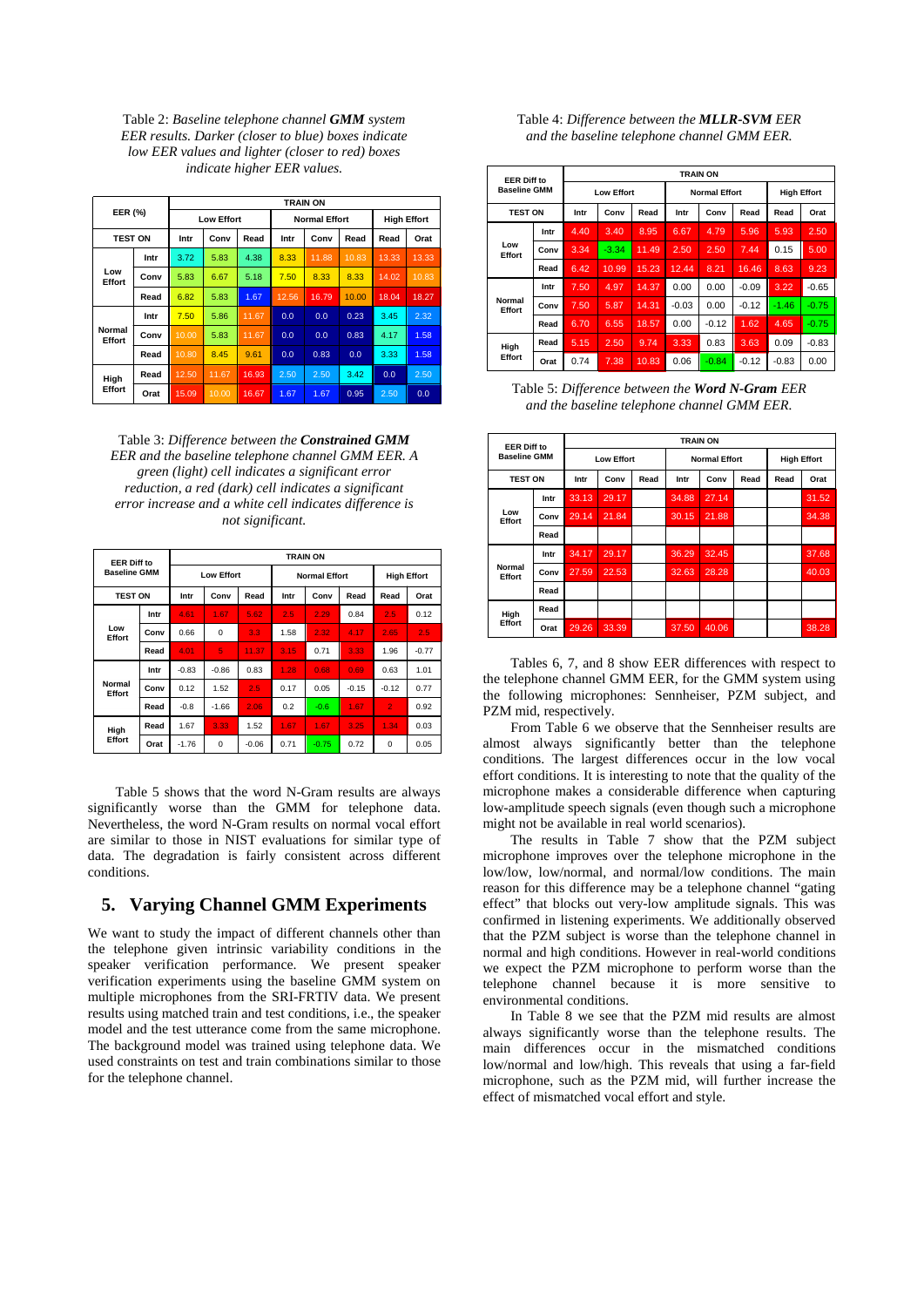Table 2: *Baseline telephone channel* ***GMM*** *system EER results. Darker (closer to blue) boxes indicate low EER values and lighter (closer to red) boxes indicate higher EER values.*

| EER (%) | | TRAIN ON | | | | | | | |
|---|---|---|---|---|---|---|---|---|---|
| | | Low Effort | | | Normal Effort | | | High Effort | |
| TEST ON | | Intr | Conv | Read | Intr | Conv | Read | Read | Orat |
| Low Effort | Intr | 3.72 | 5.83 | 4.38 | 8.33 | 11.88 | 10.83 | 13.33 | 13.33 |
| | Conv | 5.83 | 6.67 | 5.18 | 7.50 | 8.33 | 8.33 | 14.02 | 10.83 |
| | Read | 6.82 | 5.83 | 1.67 | 12.56 | 16.79 | 10.00 | 18.04 | 18.27 |
| Normal Effort | Intr | 7.50 | 5.86 | 11.67 | 0.0 | 0.0 | 0.23 | 3.45 | 2.32 |
| | Conv | 10.00 | 5.83 | 11.67 | 0.0 | 0.0 | 0.83 | 4.17 | 1.58 |
| | Read | 10.80 | 8.45 | 9.61 | 0.0 | 0.83 | 0.0 | 3.33 | 1.58 |
| High Effort | Read | 12.50 | 11.67 | 16.93 | 2.50 | 2.50 | 3.42 | 0.0 | 2.50 |
| | Orat | 15.09 | 10.00 | 16.67 | 1.67 | 1.67 | 0.95 | 2.50 | 0.0 |

Table 3: *Difference between the* ***Constrained GMM*** *EER and the baseline telephone channel GMM EER. A green (light) cell indicates a significant error reduction, a red (dark) cell indicates a significant error increase and a white cell indicates difference is not significant.*

| EER Diff to Baseline GMM | | TRAIN ON | | | | | | | |
|---|---|---|---|---|---|---|---|---|---|
| | | Low Effort | | | Normal Effort | | | High Effort | |
| TEST ON | | Intr | Conv | Read | Intr | Conv | Read | Read | Orat |
| Low Effort | Intr | 4.61 | 1.67 | 5.62 | 2.5 | 2.29 | 0.84 | 2.5 | 0.12 |
| | Conv | 0.66 | 0 | 3.3 | 1.58 | 2.32 | 4.17 | 2.65 | 2.5 |
| | Read | 4.01 | 5 | 11.37 | 3.15 | 0.71 | 3.33 | 1.96 | -0.77 |
| Normal Effort | Intr | -0.83 | -0.86 | 0.83 | 1.28 | 0.68 | 0.69 | 0.63 | 1.01 |
| | Conv | 0.12 | 1.52 | 2.5 | 0.17 | 0.05 | -0.15 | -0.12 | 0.77 |
| | Read | -0.8 | -1.66 | 2.06 | 0.2 | -0.6 | 1.67 | 2 | 0.92 |
| High Effort | Read | 1.67 | 3.33 | 1.52 | 1.67 | 1.67 | 3.25 | 1.34 | 0.03 |
| | Orat | -1.76 | 0 | -0.06 | 0.71 | -0.75 | 0.72 | 0 | 0.05 |

Table 5 shows that the word N-Gram results are always significantly worse than the GMM for telephone data. Nevertheless, the word N-Gram results on normal vocal effort are similar to those in NIST evaluations for similar type of data. The degradation is fairly consistent across different conditions.

## 5. Varying Channel GMM Experiments

We want to study the impact of different channels other than the telephone given intrinsic variability conditions in the speaker verification performance. We present speaker verification experiments using the baseline GMM system on multiple microphones from the SRI-FRTIV data. We present results using matched train and test conditions, i.e., the speaker model and the test utterance come from the same microphone. The background model was trained using telephone data. We used constraints on test and train combinations similar to those for the telephone channel.

Table 4: *Difference between the* ***MLLR-SVM*** *EER and the baseline telephone channel GMM EER.*

| EER Diff to Baseline GMM | | TRAIN ON | | | | | | | |
|---|---|---|---|---|---|---|---|---|---|
| | | Low Effort | | | Normal Effort | | | High Effort | |
| TEST ON | | Intr | Conv | Read | Intr | Conv | Read | Read | Orat |
| Low Effort | Intr | 4.40 | 3.40 | 8.95 | 6.67 | 4.79 | 5.96 | 5.93 | 2.50 |
| | Conv | 3.34 | -3.34 | 11.49 | 2.50 | 2.50 | 7.44 | 0.15 | 5.00 |
| | Read | 6.42 | 10.99 | 15.23 | 12.44 | 8.21 | 16.46 | 8.63 | 9.23 |
| Normal Effort | Intr | 7.50 | 4.97 | 14.37 | 0.00 | 0.00 | -0.09 | 3.22 | -0.65 |
| | Conv | 7.50 | 5.87 | 14.31 | -0.03 | 0.00 | -0.12 | -1.46 | -0.75 |
| | Read | 6.70 | 6.55 | 18.57 | 0.00 | -0.12 | 1.62 | 4.65 | -0.75 |
| High Effort | Read | 5.15 | 2.50 | 9.74 | 3.33 | 0.83 | 3.63 | 0.09 | -0.83 |
| | Orat | 0.74 | 7.38 | 10.83 | 0.06 | -0.84 | -0.12 | -0.83 | 0.00 |

Table 5: *Difference between the* ***Word N-Gram*** *EER and the baseline telephone channel GMM EER.*

| EER Diff to Baseline GMM | | TRAIN ON | | | | | | | |
|---|---|---|---|---|---|---|---|---|---|
| | | Low Effort | | | Normal Effort | | | High Effort | |
| TEST ON | | Intr | Conv | Read | Intr | Conv | Read | Read | Orat |
| Low Effort | Intr | 33.13 | 29.17 | | 34.88 | 27.14 | | | 31.52 |
| | Conv | 29.14 | 21.84 | | 30.15 | 21.88 | | | 34.38 |
| | Read | | | | | | | | |
| Normal Effort | Intr | 34.17 | 29.17 | | 36.29 | 32.45 | | | 37.68 |
| | Conv | 27.59 | 22.53 | | 32.63 | 28.28 | | | 40.03 |
| | Read | | | | | | | | |
| High Effort | Read | | | | | | | | |
| | Orat | 29.26 | 33.39 | | 37.50 | 40.06 | | | 38.28 |

Tables 6, 7, and 8 show EER differences with respect to the telephone channel GMM EER, for the GMM system using the following microphones: Sennheiser, PZM subject, and PZM mid, respectively.

From Table 6 we observe that the Sennheiser results are almost always significantly better than the telephone conditions. The largest differences occur in the low vocal effort conditions. It is interesting to note that the quality of the microphone makes a considerable difference when capturing low-amplitude speech signals (even though such a microphone might not be available in real world scenarios).

The results in Table 7 show that the PZM subject microphone improves over the telephone microphone in the low/low, low/normal, and normal/low conditions. The main reason for this difference may be a telephone channel "gating effect" that blocks out very-low amplitude signals. This was confirmed in listening experiments. We additionally observed that the PZM subject is worse than the telephone channel in normal and high conditions. However in real-world conditions we expect the PZM microphone to perform worse than the telephone channel because it is more sensitive to environmental conditions.

In Table 8 we see that the PZM mid results are almost always significantly worse than the telephone results. The main differences occur in the mismatched conditions low/normal and low/high. This reveals that using a far-field microphone, such as the PZM mid, will further increase the effect of mismatched vocal effort and style.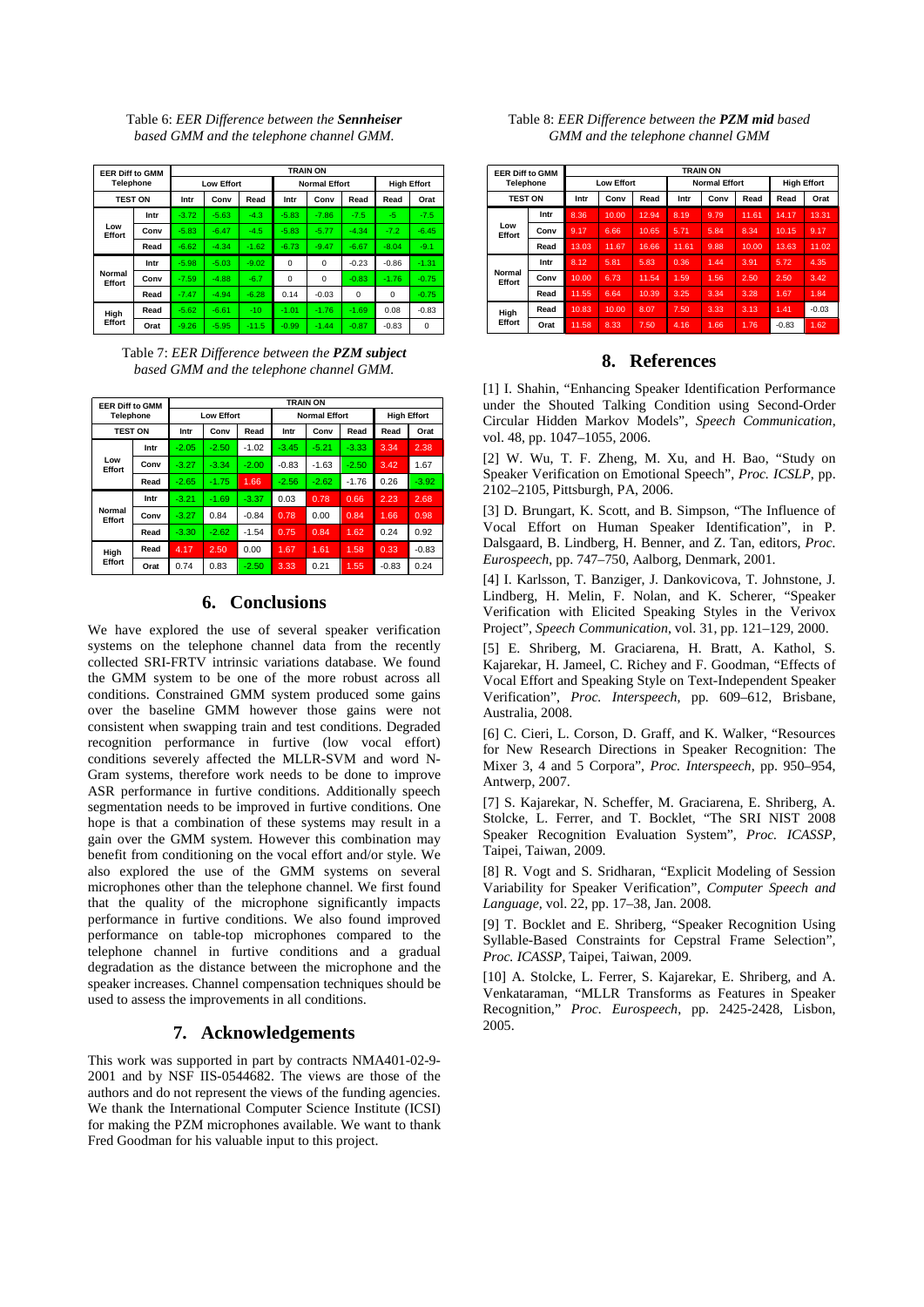Table 6: *EER Difference between the **Sennheiser** based GMM and the telephone channel GMM.*

| EER Diff to GMM Telephone | | TRAIN ON | | | | | | | |
|---|---|---|---|---|---|---|---|---|---|
| | | Low Effort | | | Normal Effort | | | High Effort | |
| TEST ON | | Intr | Conv | Read | Intr | Conv | Read | Read | Orat |
| Low Effort | Intr | -3.72 | -5.63 | -4.3 | -5.83 | -7.86 | -7.5 | -5 | -7.5 |
| | Conv | -5.83 | -6.47 | -4.5 | -5.83 | -5.77 | -4.34 | -7.2 | -6.45 |
| | Read | -6.62 | -4.34 | -1.62 | -6.73 | -9.47 | -6.67 | -8.04 | -9.1 |
| Normal Effort | Intr | -5.98 | -5.03 | -9.02 | 0 | 0 | -0.23 | -0.86 | -1.31 |
| | Conv | -7.59 | -4.88 | -6.7 | 0 | 0 | -0.83 | -1.76 | -0.75 |
| | Read | -7.47 | -4.94 | -6.28 | 0.14 | -0.03 | 0 | 0 | -0.75 |
| High Effort | Read | -5.62 | -6.61 | -10 | -1.01 | -1.76 | -1.69 | 0.08 | -0.83 |
| | Orat | -9.26 | -5.95 | -11.5 | -0.99 | -1.44 | -0.87 | -0.83 | 0 |

Table 7: *EER Difference between the **PZM subject** based GMM and the telephone channel GMM.*

| EER Diff to GMM Telephone | | TRAIN ON | | | | | | | |
|---|---|---|---|---|---|---|---|---|---|
| | | Low Effort | | | Normal Effort | | | High Effort | |
| TEST ON | | Intr | Conv | Read | Intr | Conv | Read | Read | Orat |
| Low Effort | Intr | -2.05 | -2.50 | -1.02 | -3.45 | -5.21 | -3.33 | 3.34 | 2.38 |
| | Conv | -3.27 | -3.34 | -2.00 | -0.83 | -1.63 | -2.50 | 3.42 | 1.67 |
| | Read | -2.65 | -1.75 | 1.66 | -2.56 | -2.62 | -1.76 | 0.26 | -3.92 |
| Normal Effort | Intr | -3.21 | -1.69 | -3.37 | 0.03 | 0.78 | 0.66 | 2.23 | 2.68 |
| | Conv | -3.27 | 0.84 | -0.84 | 0.78 | 0.00 | 0.84 | 1.66 | 0.98 |
| | Read | -3.30 | -2.62 | -1.54 | 0.75 | 0.84 | 1.62 | 0.24 | 0.92 |
| High Effort | Read | 4.17 | 2.50 | 0.00 | 1.67 | 1.61 | 1.58 | 0.33 | -0.83 |
| | Orat | 0.74 | 0.83 | -2.50 | 3.33 | 0.21 | 1.55 | -0.83 | 0.24 |

## 6. Conclusions

We have explored the use of several speaker verification systems on the telephone channel data from the recently collected SRI-FRTV intrinsic variations database. We found the GMM system to be one of the more robust across all conditions. Constrained GMM system produced some gains over the baseline GMM however those gains were not consistent when swapping train and test conditions. Degraded recognition performance in furtive (low vocal effort) conditions severely affected the MLLR-SVM and word N-Gram systems, therefore work needs to be done to improve ASR performance in furtive conditions. Additionally speech segmentation needs to be improved in furtive conditions. One hope is that a combination of these systems may result in a gain over the GMM system. However this combination may benefit from conditioning on the vocal effort and/or style. We also explored the use of the GMM systems on several microphones other than the telephone channel. We first found that the quality of the microphone significantly impacts performance in furtive conditions. We also found improved performance on table-top microphones compared to the telephone channel in furtive conditions and a gradual degradation as the distance between the microphone and the speaker increases. Channel compensation techniques should be used to assess the improvements in all conditions.

## 7. Acknowledgements

This work was supported in part by contracts NMA401-02-9-2001 and by NSF IIS-0544682. The views are those of the authors and do not represent the views of the funding agencies. We thank the International Computer Science Institute (ICSI) for making the PZM microphones available. We want to thank Fred Goodman for his valuable input to this project.

Table 8: *EER Difference between the **PZM mid** based GMM and the telephone channel GMM*

| EER Diff to GMM Telephone | | TRAIN ON | | | | | | | |
|---|---|---|---|---|---|---|---|---|---|
| | | Low Effort | | | Normal Effort | | | High Effort | |
| TEST ON | | Intr | Conv | Read | Intr | Conv | Read | Read | Orat |
| Low Effort | Intr | 8.36 | 10.00 | 12.94 | 8.19 | 9.79 | 11.61 | 14.17 | 13.31 |
| | Conv | 9.17 | 6.66 | 10.65 | 5.71 | 5.84 | 8.34 | 10.15 | 9.17 |
| | Read | 13.03 | 11.67 | 16.66 | 11.61 | 9.88 | 10.00 | 13.63 | 11.02 |
| Normal Effort | Intr | 8.12 | 5.81 | 5.83 | 0.36 | 1.44 | 3.91 | 5.72 | 4.35 |
| | Conv | 10.00 | 6.73 | 11.54 | 1.59 | 1.56 | 2.50 | 2.50 | 3.42 |
| | Read | 11.55 | 6.64 | 10.39 | 3.25 | 3.34 | 3.28 | 1.67 | 1.84 |
| High Effort | Read | 10.83 | 10.00 | 8.07 | 7.50 | 3.33 | 3.13 | 1.41 | -0.03 |
| | Orat | 11.58 | 8.33 | 7.50 | 4.16 | 1.66 | 1.76 | -0.83 | 1.62 |

## 8. References

[1] I. Shahin, "Enhancing Speaker Identification Performance under the Shouted Talking Condition using Second-Order Circular Hidden Markov Models", *Speech Communication*, vol. 48, pp. 1047–1055, 2006.

[2] W. Wu, T. F. Zheng, M. Xu, and H. Bao, "Study on Speaker Verification on Emotional Speech", *Proc. ICSLP*, pp. 2102–2105, Pittsburgh, PA, 2006.

[3] D. Brungart, K. Scott, and B. Simpson, "The Influence of Vocal Effort on Human Speaker Identification", in P. Dalsgaard, B. Lindberg, H. Benner, and Z. Tan, editors, *Proc. Eurospeech*, pp. 747–750, Aalborg, Denmark, 2001.

[4] I. Karlsson, T. Banziger, J. Dankovicova, T. Johnstone, J. Lindberg, H. Melin, F. Nolan, and K. Scherer, "Speaker Verification with Elicited Speaking Styles in the Verivox Project", *Speech Communication*, vol. 31, pp. 121–129, 2000.

[5] E. Shriberg, M. Graciarena, H. Bratt, A. Kathol, S. Kajarekar, H. Jameel, C. Richey and F. Goodman, "Effects of Vocal Effort and Speaking Style on Text-Independent Speaker Verification", *Proc. Interspeech*, pp. 609–612, Brisbane, Australia, 2008.

[6] C. Cieri, L. Corson, D. Graff, and K. Walker, "Resources for New Research Directions in Speaker Recognition: The Mixer 3, 4 and 5 Corpora", *Proc. Interspeech*, pp. 950–954, Antwerp, 2007.

[7] S. Kajarekar, N. Scheffer, M. Graciarena, E. Shriberg, A. Stolcke, L. Ferrer, and T. Bocklet, "The SRI NIST 2008 Speaker Recognition Evaluation System", *Proc. ICASSP*, Taipei, Taiwan, 2009.

[8] R. Vogt and S. Sridharan, "Explicit Modeling of Session Variability for Speaker Verification", *Computer Speech and Language*, vol. 22, pp. 17–38, Jan. 2008.

[9] T. Bocklet and E. Shriberg, "Speaker Recognition Using Syllable-Based Constraints for Cepstral Frame Selection", *Proc. ICASSP*, Taipei, Taiwan, 2009.

[10] A. Stolcke, L. Ferrer, S. Kajarekar, E. Shriberg, and A. Venkataraman, "MLLR Transforms as Features in Speaker Recognition," *Proc. Eurospeech*, pp. 2425-2428, Lisbon, 2005.